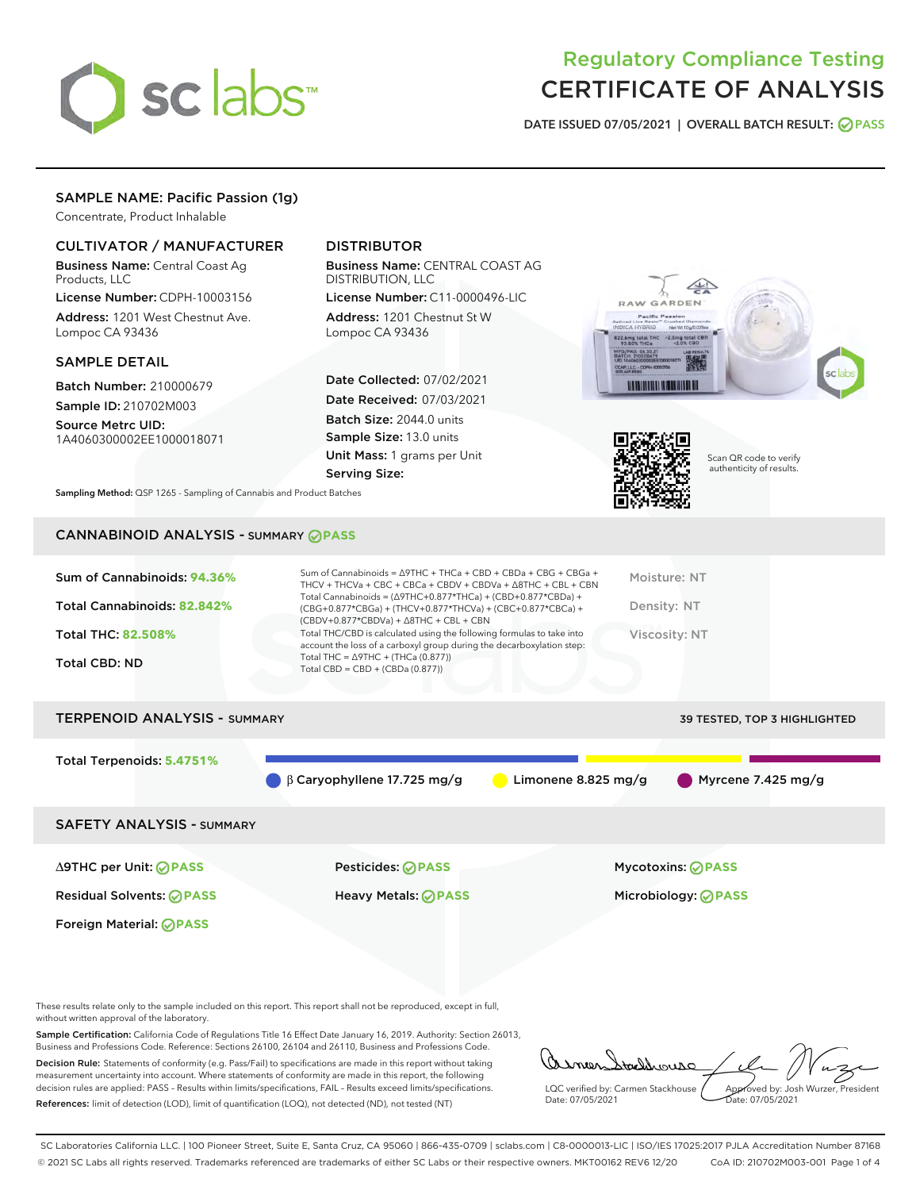# Regulatory Compliance Testing
# CERTIFICATE OF ANALYSIS

DATE ISSUED 07/05/2021 | OVERALL BATCH RESULT: PASS

## SAMPLE NAME: Pacific Passion (1g)

Concentrate, Product Inhalable

### CULTIVATOR / MANUFACTURER

**Business Name:** Central Coast Ag Products, LLC

**License Number:** CDPH-10003156

**Address:** 1201 West Chestnut Ave. Lompoc CA 93436

### DISTRIBUTOR

**Business Name:** CENTRAL COAST AG DISTRIBUTION, LLC

**License Number:** C11-0000496-LIC

**Address:** 1201 Chestnut St W Lompoc CA 93436

### SAMPLE DETAIL

**Batch Number:** 210000679

**Sample ID:** 210702M003

**Source Metrc UID:** 1A4060300002EE1000018071

**Date Collected:** 07/02/2021

**Date Received:** 07/03/2021

**Batch Size:** 2044.0 units

**Sample Size:** 13.0 units

**Unit Mass:** 1 grams per Unit

**Serving Size:**

Scan QR code to verify authenticity of results.

**Sampling Method:** QSP 1265 - Sampling of Cannabis and Product Batches

## CANNABINOID ANALYSIS - SUMMARY PASS

**Sum of Cannabinoids:** 94.36%

**Total Cannabinoids:** 82.842%

**Total THC:** 82.508%

**Total CBD:** ND

Sum of Cannabinoids = Δ9THC + THCa + CBD + CBDa + CBG + CBGa + THCV + THCVa + CBC + CBCa + CBDV + CBDVa + Δ8THC + CBL + CBN

Total Cannabinoids = (Δ9THC+0.877*THCa) + (CBD+0.877*CBDa) + (CBG+0.877*CBGa) + (THCV+0.877*THCVa) + (CBC+0.877*CBCa) + (CBDV+0.877*CBDVa) + Δ8THC + CBL + CBN

Total THC/CBD is calculated using the following formulas to take into account the loss of a carboxyl group during the decarboxylation step:
Total THC = Δ9THC + (THCa (0.877))
Total CBD = CBD + (CBDa (0.877))

Moisture: NT

Density: NT

Viscosity: NT

## TERPENOID ANALYSIS - SUMMARY

39 TESTED, TOP 3 HIGHLIGHTED

**Total Terpenoids:** 5.4751%

β Caryophyllene 17.725 mg/g

Limonene 8.825 mg/g

Myrcene 7.425 mg/g

## SAFETY ANALYSIS - SUMMARY

| | | |
|---|---|---|
| Δ9THC per Unit: PASS | Pesticides: PASS | Mycotoxins: PASS |
| Residual Solvents: PASS | Heavy Metals: PASS | Microbiology: PASS |
| Foreign Material: PASS | | |

These results relate only to the sample included on this report. This report shall not be reproduced, except in full, without written approval of the laboratory.

**Sample Certification:** California Code of Regulations Title 16 Effect Date January 16, 2019. Authority: Section 26013, Business and Professions Code. Reference: Sections 26100, 26104 and 26110, Business and Professions Code.

**Decision Rule:** Statements of conformity (e.g. Pass/Fail) to specifications are made in this report without taking measurement uncertainty into account. Where statements of conformity are made in this report, the following decision rules are applied: PASS – Results within limits/specifications, FAIL – Results exceed limits/specifications.

**References:** limit of detection (LOD), limit of quantification (LOQ), not detected (ND), not tested (NT)

LQC verified by: Carmen Stackhouse
Date: 07/05/2021

Approved by: Josh Wurzer, President
Date: 07/05/2021

SC Laboratories California LLC. | 100 Pioneer Street, Suite E, Santa Cruz, CA 95060 | 866-435-0709 | sclabs.com | C8-0000013-LIC | ISO/IES 17025:2017 PJLA Accreditation Number 87168

© 2021 SC Labs all rights reserved. Trademarks referenced are trademarks of either SC Labs or their respective owners. MKT00162 REV6 12/20 CoA ID: 210702M003-001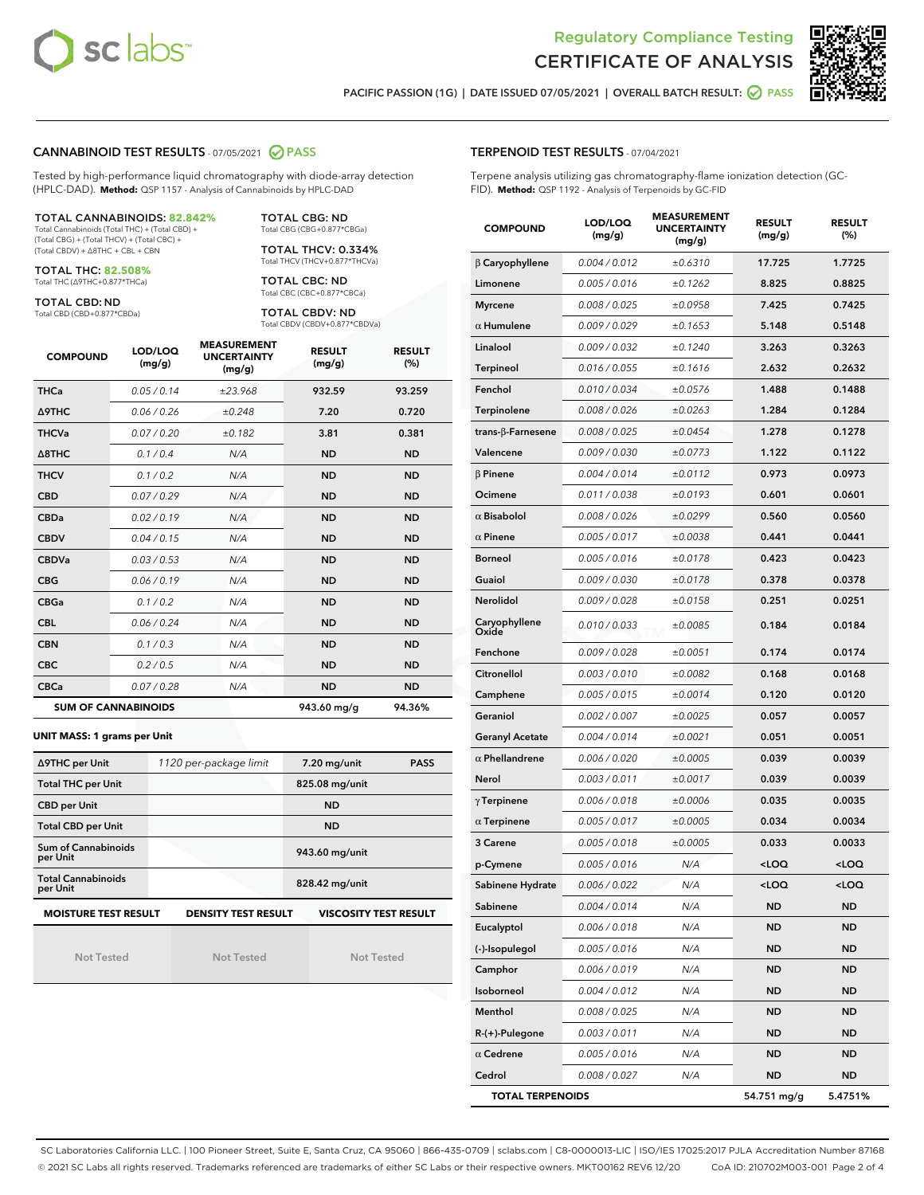# Regulatory Compliance Testing
# CERTIFICATE OF ANALYSIS

PACIFIC PASSION (1G) | DATE ISSUED 07/05/2021 | OVERALL BATCH RESULT: PASS

## CANNABINOID TEST RESULTS - 07/05/2021 PASS

Tested by high-performance liquid chromatography with diode-array detection (HPLC-DAD). **Method:** QSP 1157 - Analysis of Cannabinoids by HPLC-DAD

**TOTAL CANNABINOIDS: 82.842%**
Total Cannabinoids (Total THC) + (Total CBD) + (Total CBG) + (Total THCV) + (Total CBC) + (Total CBDV) + Δ8THC + CBL + CBN

**TOTAL THC: 82.508%**
Total THC (Δ9THC+0.877*THCa)

**TOTAL CBD: ND**
Total CBD (CBD+0.877*CBDa)

**TOTAL CBG: ND**
Total CBG (CBG+0.877*CBGa)

**TOTAL THCV: 0.334%**
Total THCV (THCV+0.877*THCVa)

**TOTAL CBC: ND**
Total CBC (CBC+0.877*CBCa)

**TOTAL CBDV: ND**
Total CBDV (CBDV+0.877*CBDVa)

| COMPOUND | LOD/LOQ (mg/g) | MEASUREMENT UNCERTAINTY (mg/g) | RESULT (mg/g) | RESULT (%) |
|---|---|---|---|---|
| THCa | 0.05 / 0.14 | ±23.968 | 932.59 | 93.259 |
| Δ9THC | 0.06 / 0.26 | ±0.248 | 7.20 | 0.720 |
| THCVa | 0.07 / 0.20 | ±0.182 | 3.81 | 0.381 |
| Δ8THC | 0.1 / 0.4 | N/A | ND | ND |
| THCV | 0.1 / 0.2 | N/A | ND | ND |
| CBD | 0.07 / 0.29 | N/A | ND | ND |
| CBDa | 0.02 / 0.19 | N/A | ND | ND |
| CBDV | 0.04 / 0.15 | N/A | ND | ND |
| CBDVa | 0.03 / 0.53 | N/A | ND | ND |
| CBG | 0.06 / 0.19 | N/A | ND | ND |
| CBGa | 0.1 / 0.2 | N/A | ND | ND |
| CBL | 0.06 / 0.24 | N/A | ND | ND |
| CBN | 0.1 / 0.3 | N/A | ND | ND |
| CBC | 0.2 / 0.5 | N/A | ND | ND |
| CBCa | 0.07 / 0.28 | N/A | ND | ND |
| **SUM OF CANNABINOIDS** | | | **943.60 mg/g** | **94.36%** |

**UNIT MASS: 1 grams per Unit**

| | | | |
|---|---|---|---|
| Δ9THC per Unit | 1120 per-package limit | 7.20 mg/unit | PASS |
| Total THC per Unit | | 825.08 mg/unit | |
| CBD per Unit | | ND | |
| Total CBD per Unit | | ND | |
| Sum of Cannabinoids per Unit | | 943.60 mg/unit | |
| Total Cannabinoids per Unit | | 828.42 mg/unit | |

| MOISTURE TEST RESULT | DENSITY TEST RESULT | VISCOSITY TEST RESULT |
|---|---|---|
| Not Tested | Not Tested | Not Tested |

## TERPENOID TEST RESULTS - 07/04/2021

Terpene analysis utilizing gas chromatography-flame ionization detection (GC-FID). **Method:** QSP 1192 - Analysis of Terpenoids by GC-FID

| COMPOUND | LOD/LOQ (mg/g) | MEASUREMENT UNCERTAINTY (mg/g) | RESULT (mg/g) | RESULT (%) |
|---|---|---|---|---|
| β Caryophyllene | 0.004 / 0.012 | ±0.6310 | 17.725 | 1.7725 |
| Limonene | 0.005 / 0.016 | ±0.1262 | 8.825 | 0.8825 |
| Myrcene | 0.008 / 0.025 | ±0.0958 | 7.425 | 0.7425 |
| α Humulene | 0.009 / 0.029 | ±0.1653 | 5.148 | 0.5148 |
| Linalool | 0.009 / 0.032 | ±0.1240 | 3.263 | 0.3263 |
| Terpineol | 0.016 / 0.055 | ±0.1616 | 2.632 | 0.2632 |
| Fenchol | 0.010 / 0.034 | ±0.0576 | 1.488 | 0.1488 |
| Terpinolene | 0.008 / 0.026 | ±0.0263 | 1.284 | 0.1284 |
| trans-β-Farnesene | 0.008 / 0.025 | ±0.0454 | 1.278 | 0.1278 |
| Valencene | 0.009 / 0.030 | ±0.0773 | 1.122 | 0.1122 |
| β Pinene | 0.004 / 0.014 | ±0.0112 | 0.973 | 0.0973 |
| Ocimene | 0.011 / 0.038 | ±0.0193 | 0.601 | 0.0601 |
| α Bisabolol | 0.008 / 0.026 | ±0.0299 | 0.560 | 0.0560 |
| α Pinene | 0.005 / 0.017 | ±0.0038 | 0.441 | 0.0441 |
| Borneol | 0.005 / 0.016 | ±0.0178 | 0.423 | 0.0423 |
| Guaiol | 0.009 / 0.030 | ±0.0178 | 0.378 | 0.0378 |
| Nerolidol | 0.009 / 0.028 | ±0.0158 | 0.251 | 0.0251 |
| Caryophyllene Oxide | 0.010 / 0.033 | ±0.0085 | 0.184 | 0.0184 |
| Fenchone | 0.009 / 0.028 | ±0.0051 | 0.174 | 0.0174 |
| Citronellol | 0.003 / 0.010 | ±0.0082 | 0.168 | 0.0168 |
| Camphene | 0.005 / 0.015 | ±0.0014 | 0.120 | 0.0120 |
| Geraniol | 0.002 / 0.007 | ±0.0025 | 0.057 | 0.0057 |
| Geranyl Acetate | 0.004 / 0.014 | ±0.0021 | 0.051 | 0.0051 |
| α Phellandrene | 0.006 / 0.020 | ±0.0005 | 0.039 | 0.0039 |
| Nerol | 0.003 / 0.011 | ±0.0017 | 0.039 | 0.0039 |
| γ Terpinene | 0.006 / 0.018 | ±0.0006 | 0.035 | 0.0035 |
| α Terpinene | 0.005 / 0.017 | ±0.0005 | 0.034 | 0.0034 |
| 3 Carene | 0.005 / 0.018 | ±0.0005 | 0.033 | 0.0033 |
| p-Cymene | 0.005 / 0.016 | N/A | <LOQ | <LOQ |
| Sabinene Hydrate | 0.006 / 0.022 | N/A | <LOQ | <LOQ |
| Sabinene | 0.004 / 0.014 | N/A | ND | ND |
| Eucalyptol | 0.006 / 0.018 | N/A | ND | ND |
| (-)-Isopulegol | 0.005 / 0.016 | N/A | ND | ND |
| Camphor | 0.006 / 0.019 | N/A | ND | ND |
| Isoborneol | 0.004 / 0.012 | N/A | ND | ND |
| Menthol | 0.008 / 0.025 | N/A | ND | ND |
| R-(+)-Pulegone | 0.003 / 0.011 | N/A | ND | ND |
| α Cedrene | 0.005 / 0.016 | N/A | ND | ND |
| Cedrol | 0.008 / 0.027 | N/A | ND | ND |
| **TOTAL TERPENOIDS** | | | **54.751 mg/g** | **5.4751%** |

SC Laboratories California LLC. | 100 Pioneer Street, Suite E, Santa Cruz, CA 95060 | 866-435-0709 | sclabs.com | C8-0000013-LIC | ISO/IES 17025:2017 PJLA Accreditation Number 87168
© 2021 SC Labs all rights reserved. Trademarks referenced are trademarks of either SC Labs or their respective owners. MKT00162 REV6 12/20 CoA ID: 210702M003-001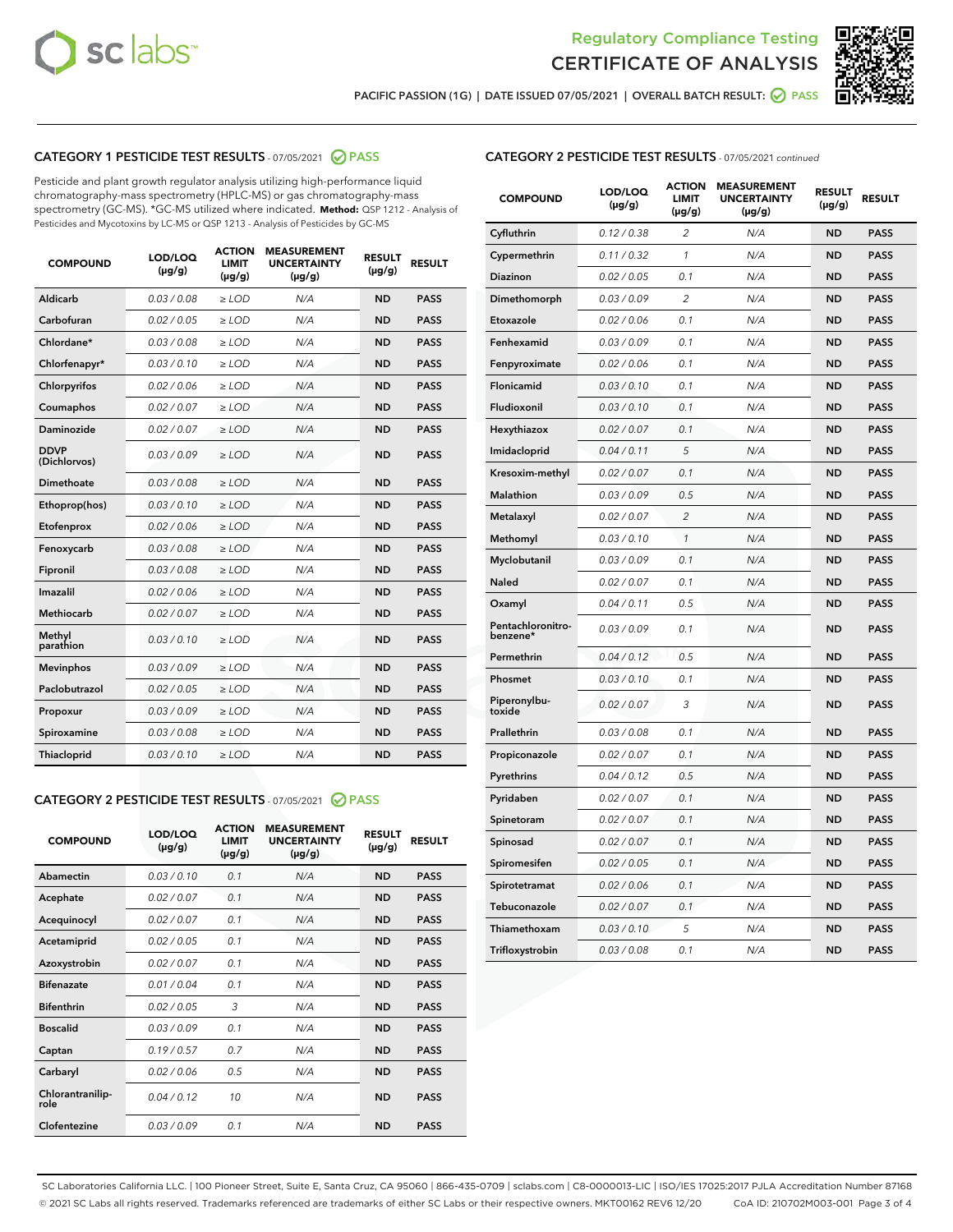# Regulatory Compliance Testing
# CERTIFICATE OF ANALYSIS

PACIFIC PASSION (1G) | DATE ISSUED 07/05/2021 | OVERALL BATCH RESULT: PASS

## CATEGORY 1 PESTICIDE TEST RESULTS - 07/05/2021 PASS

Pesticide and plant growth regulator analysis utilizing high-performance liquid chromatography-mass spectrometry (HPLC-MS) or gas chromatography-mass spectrometry (GC-MS). *GC-MS utilized where indicated. **Method:** QSP 1212 - Analysis of Pesticides and Mycotoxins by LC-MS or QSP 1213 - Analysis of Pesticides by GC-MS

| COMPOUND | LOD/LOQ (µg/g) | ACTION LIMIT (µg/g) | MEASUREMENT UNCERTAINTY (µg/g) | RESULT (µg/g) | RESULT |
|---|---|---|---|---|---|
| Aldicarb | 0.03 / 0.08 | ≥ LOD | N/A | ND | PASS |
| Carbofuran | 0.02 / 0.05 | ≥ LOD | N/A | ND | PASS |
| Chlordane* | 0.03 / 0.08 | ≥ LOD | N/A | ND | PASS |
| Chlorfenapyr* | 0.03 / 0.10 | ≥ LOD | N/A | ND | PASS |
| Chlorpyrifos | 0.02 / 0.06 | ≥ LOD | N/A | ND | PASS |
| Coumaphos | 0.02 / 0.07 | ≥ LOD | N/A | ND | PASS |
| Daminozide | 0.02 / 0.07 | ≥ LOD | N/A | ND | PASS |
| DDVP (Dichlorvos) | 0.03 / 0.09 | ≥ LOD | N/A | ND | PASS |
| Dimethoate | 0.03 / 0.08 | ≥ LOD | N/A | ND | PASS |
| Ethoprop(hos) | 0.03 / 0.10 | ≥ LOD | N/A | ND | PASS |
| Etofenprox | 0.02 / 0.06 | ≥ LOD | N/A | ND | PASS |
| Fenoxycarb | 0.03 / 0.08 | ≥ LOD | N/A | ND | PASS |
| Fipronil | 0.03 / 0.08 | ≥ LOD | N/A | ND | PASS |
| Imazalil | 0.02 / 0.06 | ≥ LOD | N/A | ND | PASS |
| Methiocarb | 0.02 / 0.07 | ≥ LOD | N/A | ND | PASS |
| Methyl parathion | 0.03 / 0.10 | ≥ LOD | N/A | ND | PASS |
| Mevinphos | 0.03 / 0.09 | ≥ LOD | N/A | ND | PASS |
| Paclobutrazol | 0.02 / 0.05 | ≥ LOD | N/A | ND | PASS |
| Propoxur | 0.03 / 0.09 | ≥ LOD | N/A | ND | PASS |
| Spiroxamine | 0.03 / 0.08 | ≥ LOD | N/A | ND | PASS |
| Thiacloprid | 0.03 / 0.10 | ≥ LOD | N/A | ND | PASS |

## CATEGORY 2 PESTICIDE TEST RESULTS - 07/05/2021 PASS

| COMPOUND | LOD/LOQ (µg/g) | ACTION LIMIT (µg/g) | MEASUREMENT UNCERTAINTY (µg/g) | RESULT (µg/g) | RESULT |
|---|---|---|---|---|---|
| Abamectin | 0.03 / 0.10 | 0.1 | N/A | ND | PASS |
| Acephate | 0.02 / 0.07 | 0.1 | N/A | ND | PASS |
| Acequinocyl | 0.02 / 0.07 | 0.1 | N/A | ND | PASS |
| Acetamiprid | 0.02 / 0.05 | 0.1 | N/A | ND | PASS |
| Azoxystrobin | 0.02 / 0.07 | 0.1 | N/A | ND | PASS |
| Bifenazate | 0.01 / 0.04 | 0.1 | N/A | ND | PASS |
| Bifenthrin | 0.02 / 0.05 | 3 | N/A | ND | PASS |
| Boscalid | 0.03 / 0.09 | 0.1 | N/A | ND | PASS |
| Captan | 0.19 / 0.57 | 0.7 | N/A | ND | PASS |
| Carbaryl | 0.02 / 0.06 | 0.5 | N/A | ND | PASS |
| Chlorantraniliprole | 0.04 / 0.12 | 10 | N/A | ND | PASS |
| Clofentezine | 0.03 / 0.09 | 0.1 | N/A | ND | PASS |
| Cyfluthrin | 0.12 / 0.38 | 2 | N/A | ND | PASS |
| Cypermethrin | 0.11 / 0.32 | 1 | N/A | ND | PASS |
| Diazinon | 0.02 / 0.05 | 0.1 | N/A | ND | PASS |
| Dimethomorph | 0.03 / 0.09 | 2 | N/A | ND | PASS |
| Etoxazole | 0.02 / 0.06 | 0.1 | N/A | ND | PASS |
| Fenhexamid | 0.03 / 0.09 | 0.1 | N/A | ND | PASS |
| Fenpyroximate | 0.02 / 0.06 | 0.1 | N/A | ND | PASS |
| Flonicamid | 0.03 / 0.10 | 0.1 | N/A | ND | PASS |
| Fludioxonil | 0.03 / 0.10 | 0.1 | N/A | ND | PASS |
| Hexythiazox | 0.02 / 0.07 | 0.1 | N/A | ND | PASS |
| Imidacloprid | 0.04 / 0.11 | 5 | N/A | ND | PASS |
| Kresoxim-methyl | 0.02 / 0.07 | 0.1 | N/A | ND | PASS |
| Malathion | 0.03 / 0.09 | 0.5 | N/A | ND | PASS |
| Metalaxyl | 0.02 / 0.07 | 2 | N/A | ND | PASS |
| Methomyl | 0.03 / 0.10 | 1 | N/A | ND | PASS |
| Myclobutanil | 0.03 / 0.09 | 0.1 | N/A | ND | PASS |
| Naled | 0.02 / 0.07 | 0.1 | N/A | ND | PASS |
| Oxamyl | 0.04 / 0.11 | 0.5 | N/A | ND | PASS |
| Pentachloronitrobenzene* | 0.03 / 0.09 | 0.1 | N/A | ND | PASS |
| Permethrin | 0.04 / 0.12 | 0.5 | N/A | ND | PASS |
| Phosmet | 0.03 / 0.10 | 0.1 | N/A | ND | PASS |
| Piperonylbutoxide | 0.02 / 0.07 | 3 | N/A | ND | PASS |
| Prallethrin | 0.03 / 0.08 | 0.1 | N/A | ND | PASS |
| Propiconazole | 0.02 / 0.07 | 0.1 | N/A | ND | PASS |
| Pyrethrins | 0.04 / 0.12 | 0.5 | N/A | ND | PASS |
| Pyridaben | 0.02 / 0.07 | 0.1 | N/A | ND | PASS |
| Spinetoram | 0.02 / 0.07 | 0.1 | N/A | ND | PASS |
| Spinosad | 0.02 / 0.07 | 0.1 | N/A | ND | PASS |
| Spiromesifen | 0.02 / 0.05 | 0.1 | N/A | ND | PASS |
| Spirotetramat | 0.02 / 0.06 | 0.1 | N/A | ND | PASS |
| Tebuconazole | 0.02 / 0.07 | 0.1 | N/A | ND | PASS |
| Thiamethoxam | 0.03 / 0.10 | 5 | N/A | ND | PASS |
| Trifloxystrobin | 0.03 / 0.08 | 0.1 | N/A | ND | PASS |

SC Laboratories California LLC. | 100 Pioneer Street, Suite E, Santa Cruz, CA 95060 | 866-435-0709 | sclabs.com | C8-0000013-LIC | ISO/IES 17025:2017 PJLA Accreditation Number 87168
© 2021 SC Labs all rights reserved. Trademarks referenced are trademarks of either SC Labs or their respective owners. MKT00162 REV6 12/20 CoA ID: 210702M003-001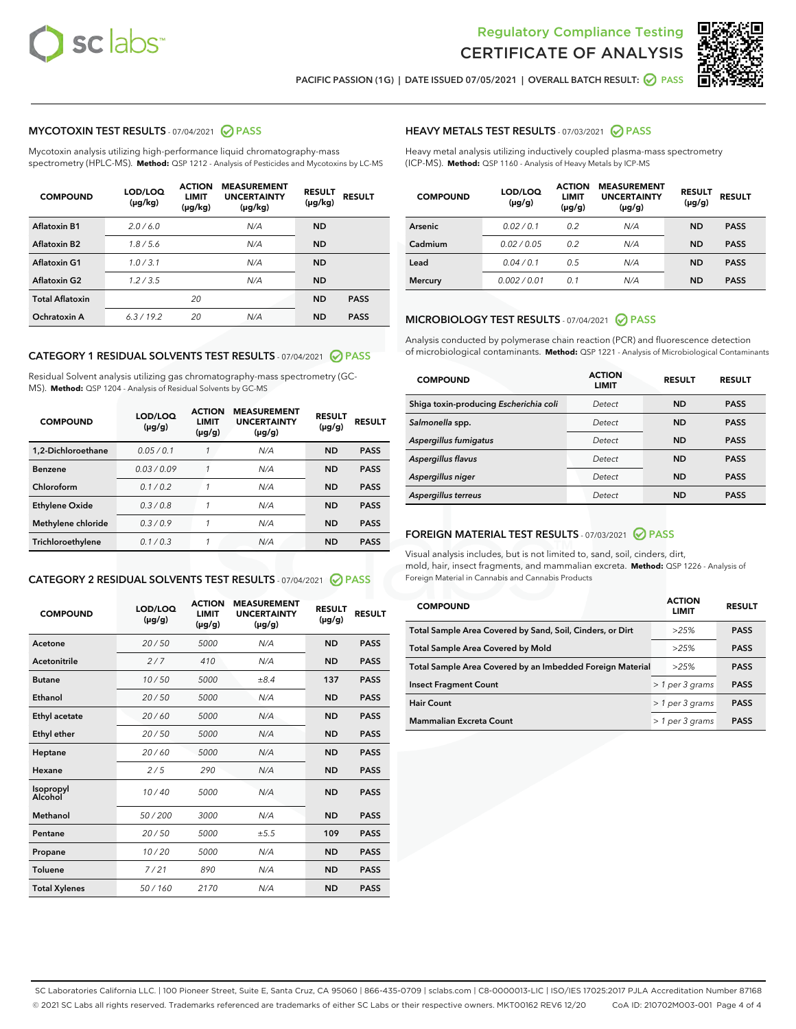Regulatory Compliance Testing
# CERTIFICATE OF ANALYSIS

PACIFIC PASSION (1G) | DATE ISSUED 07/05/2021 | OVERALL BATCH RESULT: PASS

## MYCOTOXIN TEST RESULTS - 07/04/2021 PASS

Mycotoxin analysis utilizing high-performance liquid chromatography-mass spectrometry (HPLC-MS). **Method:** QSP 1212 - Analysis of Pesticides and Mycotoxins by LC-MS

| COMPOUND | LOD/LOQ (μg/kg) | ACTION LIMIT (μg/kg) | MEASUREMENT UNCERTAINTY (μg/kg) | RESULT (μg/kg) | RESULT |
|---|---|---|---|---|---|
| Aflatoxin B1 | 2.0 / 6.0 | | N/A | ND | |
| Aflatoxin B2 | 1.8 / 5.6 | | N/A | ND | |
| Aflatoxin G1 | 1.0 / 3.1 | | N/A | ND | |
| Aflatoxin G2 | 1.2 / 3.5 | | N/A | ND | |
| Total Aflatoxin | | 20 | | ND | PASS |
| Ochratoxin A | 6.3 / 19.2 | 20 | N/A | ND | PASS |

## CATEGORY 1 RESIDUAL SOLVENTS TEST RESULTS - 07/04/2021 PASS

Residual Solvent analysis utilizing gas chromatography-mass spectrometry (GC-MS). **Method:** QSP 1204 - Analysis of Residual Solvents by GC-MS

| COMPOUND | LOD/LOQ (μg/g) | ACTION LIMIT (μg/g) | MEASUREMENT UNCERTAINTY (μg/g) | RESULT (μg/g) | RESULT |
|---|---|---|---|---|---|
| 1,2-Dichloroethane | 0.05 / 0.1 | 1 | N/A | ND | PASS |
| Benzene | 0.03 / 0.09 | 1 | N/A | ND | PASS |
| Chloroform | 0.1 / 0.2 | 1 | N/A | ND | PASS |
| Ethylene Oxide | 0.3 / 0.8 | 1 | N/A | ND | PASS |
| Methylene chloride | 0.3 / 0.9 | 1 | N/A | ND | PASS |
| Trichloroethylene | 0.1 / 0.3 | 1 | N/A | ND | PASS |

## CATEGORY 2 RESIDUAL SOLVENTS TEST RESULTS - 07/04/2021 PASS

| COMPOUND | LOD/LOQ (μg/g) | ACTION LIMIT (μg/g) | MEASUREMENT UNCERTAINTY (μg/g) | RESULT (μg/g) | RESULT |
|---|---|---|---|---|---|
| Acetone | 20 / 50 | 5000 | N/A | ND | PASS |
| Acetonitrile | 2 / 7 | 410 | N/A | ND | PASS |
| Butane | 10 / 50 | 5000 | ±8.4 | 137 | PASS |
| Ethanol | 20 / 50 | 5000 | N/A | ND | PASS |
| Ethyl acetate | 20 / 60 | 5000 | N/A | ND | PASS |
| Ethyl ether | 20 / 50 | 5000 | N/A | ND | PASS |
| Heptane | 20 / 60 | 5000 | N/A | ND | PASS |
| Hexane | 2 / 5 | 290 | N/A | ND | PASS |
| Isopropyl Alcohol | 10 / 40 | 5000 | N/A | ND | PASS |
| Methanol | 50 / 200 | 3000 | N/A | ND | PASS |
| Pentane | 20 / 50 | 5000 | ±5.5 | 109 | PASS |
| Propane | 10 / 20 | 5000 | N/A | ND | PASS |
| Toluene | 7 / 21 | 890 | N/A | ND | PASS |
| Total Xylenes | 50 / 160 | 2170 | N/A | ND | PASS |

## HEAVY METALS TEST RESULTS - 07/03/2021 PASS

Heavy metal analysis utilizing inductively coupled plasma-mass spectrometry (ICP-MS). **Method:** QSP 1160 - Analysis of Heavy Metals by ICP-MS

| COMPOUND | LOD/LOQ (μg/g) | ACTION LIMIT (μg/g) | MEASUREMENT UNCERTAINTY (μg/g) | RESULT (μg/g) | RESULT |
|---|---|---|---|---|---|
| Arsenic | 0.02 / 0.1 | 0.2 | N/A | ND | PASS |
| Cadmium | 0.02 / 0.05 | 0.2 | N/A | ND | PASS |
| Lead | 0.04 / 0.1 | 0.5 | N/A | ND | PASS |
| Mercury | 0.002 / 0.01 | 0.1 | N/A | ND | PASS |

## MICROBIOLOGY TEST RESULTS - 07/04/2021 PASS

Analysis conducted by polymerase chain reaction (PCR) and fluorescence detection of microbiological contaminants. **Method:** QSP 1221 - Analysis of Microbiological Contaminants

| COMPOUND | ACTION LIMIT | RESULT | RESULT |
|---|---|---|---|
| Shiga toxin-producing *Escherichia coli* | Detect | ND | PASS |
| *Salmonella* spp. | Detect | ND | PASS |
| *Aspergillus fumigatus* | Detect | ND | PASS |
| *Aspergillus flavus* | Detect | ND | PASS |
| *Aspergillus niger* | Detect | ND | PASS |
| *Aspergillus terreus* | Detect | ND | PASS |

## FOREIGN MATERIAL TEST RESULTS - 07/03/2021 PASS

Visual analysis includes, but is not limited to, sand, soil, cinders, dirt, mold, hair, insect fragments, and mammalian excreta. **Method:** QSP 1226 - Analysis of Foreign Material in Cannabis and Cannabis Products

| COMPOUND | ACTION LIMIT | RESULT |
|---|---|---|
| Total Sample Area Covered by Sand, Soil, Cinders, or Dirt | >25% | PASS |
| Total Sample Area Covered by Mold | >25% | PASS |
| Total Sample Area Covered by an Imbedded Foreign Material | >25% | PASS |
| Insect Fragment Count | > 1 per 3 grams | PASS |
| Hair Count | > 1 per 3 grams | PASS |
| Mammalian Excreta Count | > 1 per 3 grams | PASS |

SC Laboratories California LLC. | 100 Pioneer Street, Suite E, Santa Cruz, CA 95060 | 866-435-0709 | sclabs.com | C8-0000013-LIC | ISO/IES 17025:2017 PJLA Accreditation Number 87168
© 2021 SC Labs all rights reserved. Trademarks referenced are trademarks of either SC Labs or their respective owners. MKT00162 REV6 12/20 CoA ID: 210702M003-001